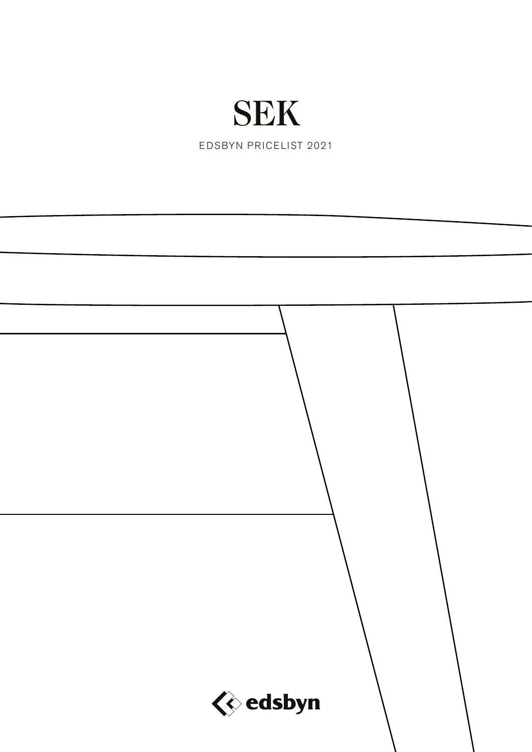# SEK

EDSBYN PRICELIST 2021

edsbyn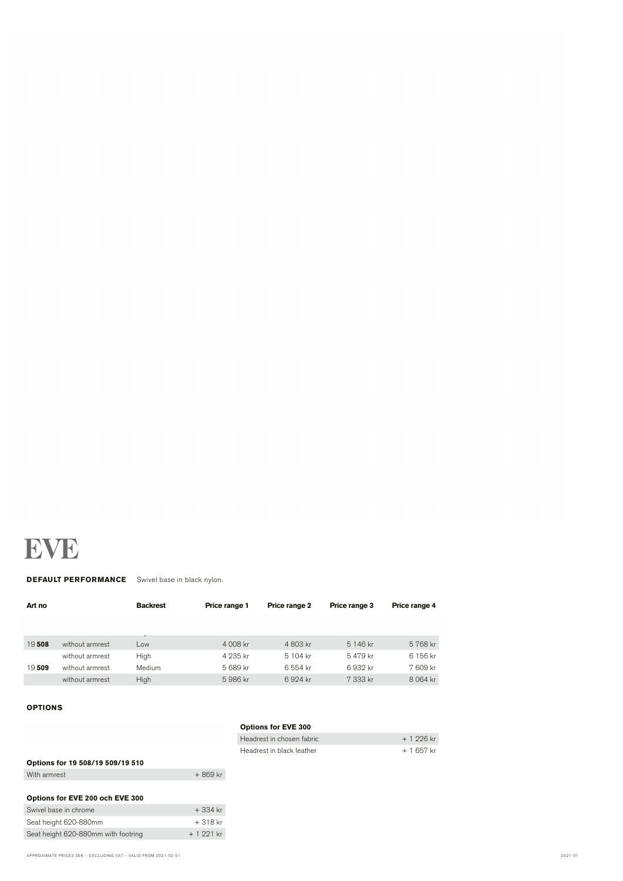# EVE

**DEFAULT PERFORMANCE** Swivel base in black nylon.

| Art no | | Backrest | Price range 1 | Price range 2 | Price range 3 | Price range 4 |
|---|---|---|---|---|---|---|
| 19 **508** | without armrest | Low | 4 008 kr | 4 803 kr | 5 146 kr | 5 768 kr |
| | without armrest | High | 4 235 kr | 5 104 kr | 5 479 kr | 6 156 kr |
| 19 **509** | without armrest | Medium | 5 689 kr | 6 554 kr | 6 932 kr | 7 609 kr |
| | without armrest | High | 5 986 kr | 6 924 kr | 7 333 kr | 8 064 kr |

**OPTIONS**

**Options for 19 508/19 509/19 510**

| | |
|---|---|
| With armrest | + 869 kr |

**Options for EVE 200 och EVE 300**

| | |
|---|---|
| Swivel base in chrome | + 334 kr |
| Seat height 620-880mm | + 318 kr |
| Seat height 620-880mm with footring | + 1 221 kr |

**Options for EVE 300**

| | |
|---|---|
| Headrest in chosen fabric | + 1 226 kr |
| Headrest in black leather | + 1 657 kr |

APPROXIMATE PRICES SEK – EXCLUDING VAT – VALID FROM 2021-02-01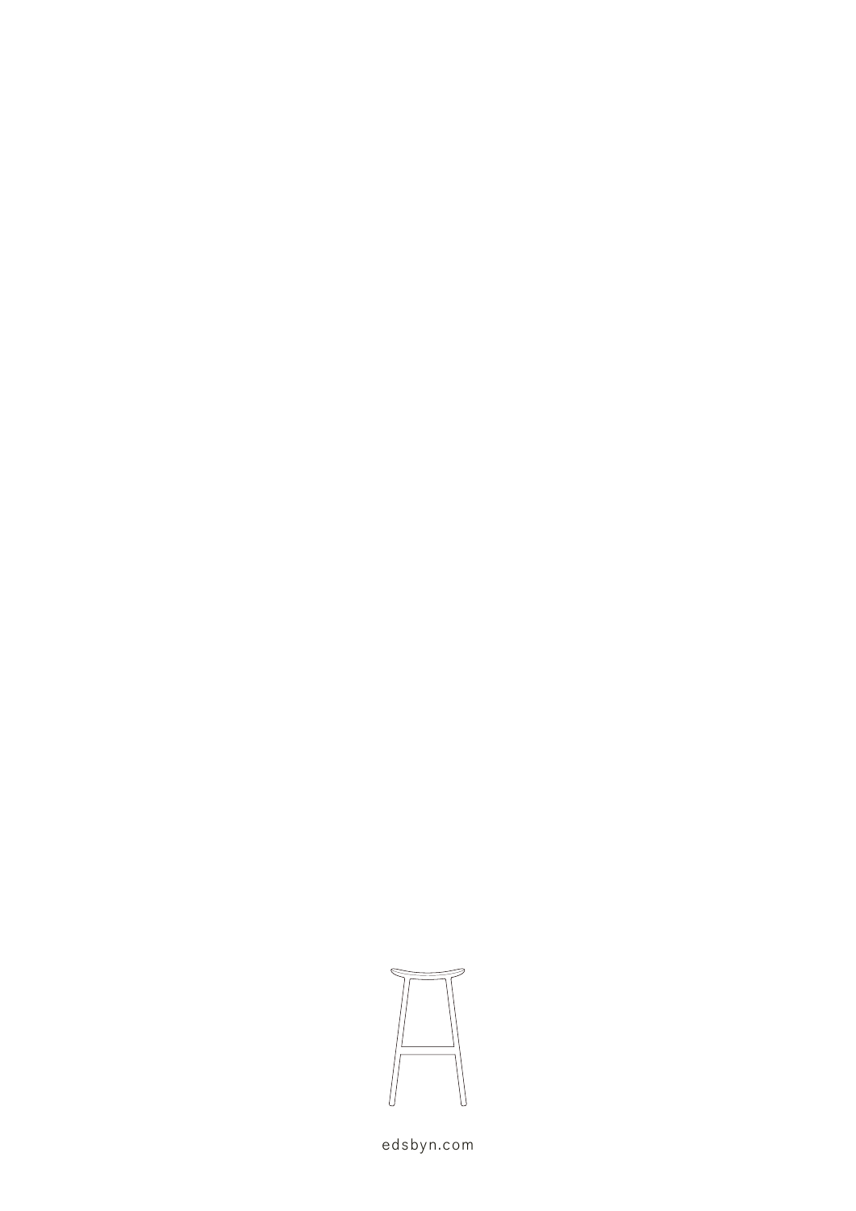edsbyn.com